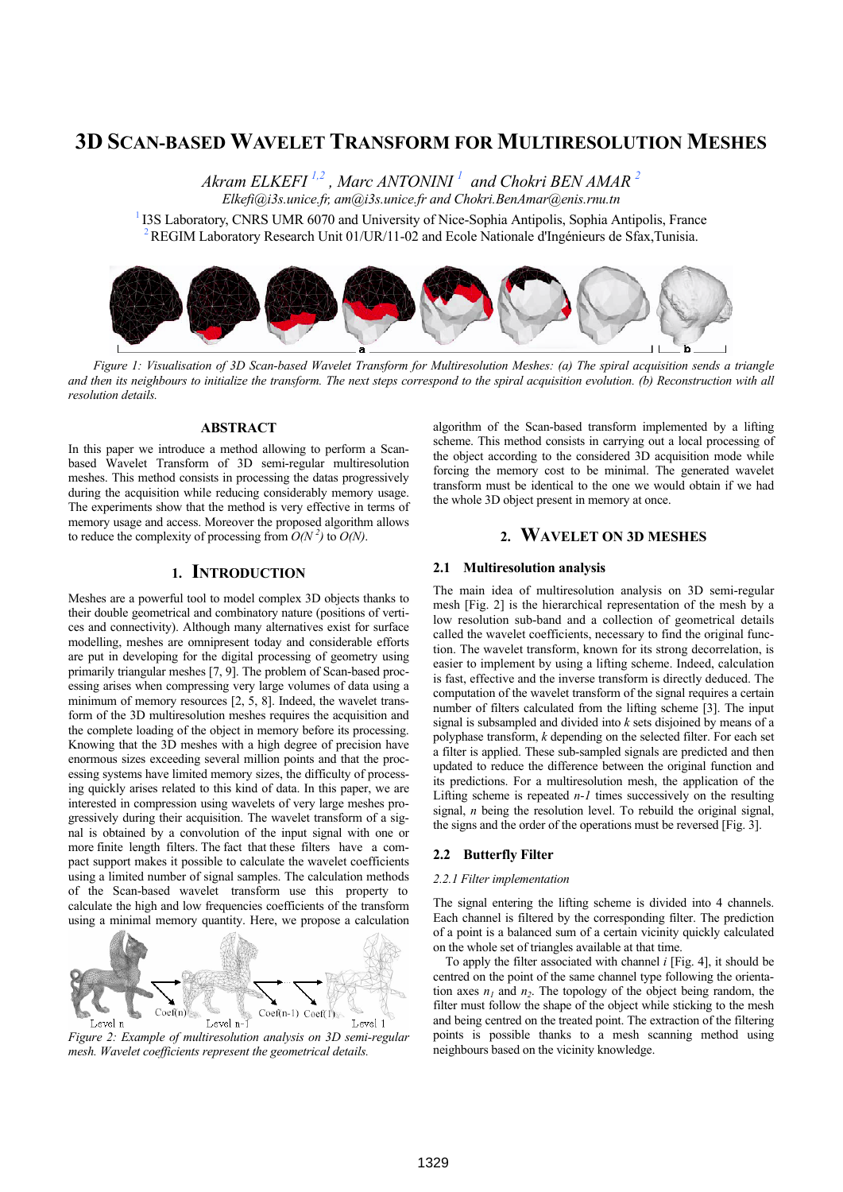# 3D Scan-based Wavelet Transform for Multiresolution Meshes

*Akram ELKEFI* [1,2], *Marc ANTONINI* [1] *and Chokri BEN AMAR* [2]

*Elkefi@i3s.unice.fr, am@i3s.unice.fr and Chokri.BenAmar@enis.rnu.tn*

[1] I3S Laboratory, CNRS UMR 6070 and University of Nice-Sophia Antipolis, Sophia Antipolis, France
[2] REGIM Laboratory Research Unit 01/UR/11-02 and Ecole Nationale d'Ingénieurs de Sfax,Tunisia.

*Figure 1: Visualisation of 3D Scan-based Wavelet Transform for Multiresolution Meshes: (a) The spiral acquisition sends a triangle and then its neighbours to initialize the transform. The next steps correspond to the spiral acquisition evolution. (b) Reconstruction with all resolution details.*

## ABSTRACT

In this paper we introduce a method allowing to perform a Scan-based Wavelet Transform of 3D semi-regular multiresolution meshes. This method consists in processing the datas progressively during the acquisition while reducing considerably memory usage. The experiments show that the method is very effective in terms of memory usage and access. Moreover the proposed algorithm allows to reduce the complexity of processing from $O(N^2)$ to $O(N)$.

## 1. Introduction

Meshes are a powerful tool to model complex 3D objects thanks to their double geometrical and combinatory nature (positions of vertices and connectivity). Although many alternatives exist for surface modelling, meshes are omnipresent today and considerable efforts are put in developing for the digital processing of geometry using primarily triangular meshes [7, 9]. The problem of Scan-based processing arises when compressing very large volumes of data using a minimum of memory resources [2, 5, 8]. Indeed, the wavelet transform of the 3D multiresolution meshes requires the acquisition and the complete loading of the object in memory before its processing. Knowing that the 3D meshes with a high degree of precision have enormous sizes exceeding several million points and that the processing systems have limited memory sizes, the difficulty of processing quickly arises related to this kind of data. In this paper, we are interested in compression using wavelets of very large meshes progressively during their acquisition. The wavelet transform of a signal is obtained by a convolution of the input signal with one or more finite length filters. The fact that these filters have a compact support makes it possible to calculate the wavelet coefficients using a limited number of signal samples. The calculation methods of the Scan-based wavelet transform use this property to calculate the high and low frequencies coefficients of the transform using a minimal memory quantity. Here, we propose a calculation algorithm of the Scan-based transform implemented by a lifting scheme. This method consists in carrying out a local processing of the object according to the considered 3D acquisition mode while forcing the memory cost to be minimal. The generated wavelet transform must be identical to the one we would obtain if we had the whole 3D object present in memory at once.

*Figure 2: Example of multiresolution analysis on 3D semi-regular mesh. Wavelet coefficients represent the geometrical details.*

## 2. Wavelet on 3D Meshes

### 2.1 Multiresolution analysis

The main idea of multiresolution analysis on 3D semi-regular mesh [Fig. 2] is the hierarchical representation of the mesh by a low resolution sub-band and a collection of geometrical details called the wavelet coefficients, necessary to find the original function. The wavelet transform, known for its strong decorrelation, is easier to implement by using a lifting scheme. Indeed, calculation is fast, effective and the inverse transform is directly deduced. The computation of the wavelet transform of the signal requires a certain number of filters calculated from the lifting scheme [3]. The input signal is subsampled and divided into $k$ sets disjoined by means of a polyphase transform, $k$ depending on the selected filter. For each set a filter is applied. These sub-sampled signals are predicted and then updated to reduce the difference between the original function and its predictions. For a multiresolution mesh, the application of the Lifting scheme is repeated $n$-$1$ times successively on the resulting signal, $n$ being the resolution level. To rebuild the original signal, the signs and the order of the operations must be reversed [Fig. 3].

### 2.2 Butterfly Filter

*2.2.1 Filter implementation*

The signal entering the lifting scheme is divided into 4 channels. Each channel is filtered by the corresponding filter. The prediction of a point is a balanced sum of a certain vicinity quickly calculated on the whole set of triangles available at that time.

To apply the filter associated with channel $i$ [Fig. 4], it should be centred on the point of the same channel type following the orientation axes $n_1$ and $n_2$. The topology of the object being random, the filter must follow the shape of the object while sticking to the mesh and being centred on the treated point. The extraction of the filtering points is possible thanks to a mesh scanning method using neighbours based on the vicinity knowledge.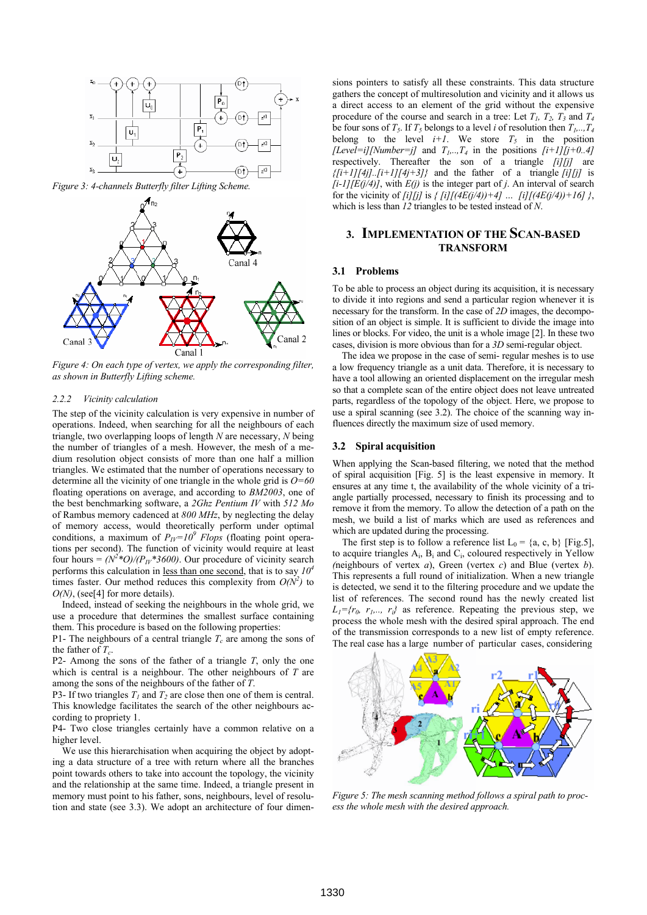Figure 3: 4-channels Butterfly filter Lifting Scheme.

Figure 4: On each type of vertex, we apply the corresponding filter, as shown in Butterfly Lifting scheme.

#### 2.2.2 Vicinity calculation

The step of the vicinity calculation is very expensive in number of operations. Indeed, when searching for all the neighbours of each triangle, two overlapping loops of length $N$ are necessary, $N$ being the number of triangles of a mesh. However, the mesh of a medium resolution object consists of more than one half a million triangles. We estimated that the number of operations necessary to determine all the vicinity of one triangle in the whole grid is $O=60$ floating operations on average, and according to *BM2003*, one of the best benchmarking software, a *2Ghz Pentium IV* with *512 Mo* of Rambus memory cadenced at *800 MHz*, by neglecting the delay of memory access, would theoretically perform under optimal conditions, a maximum of $P_{IV}=10^9$ *Flops* (floating point operations per second). The function of vicinity would require at least four hours = $(N^2 * O)/(P_{IV} * 3600)$. Our procedure of vicinity search performs this calculation in less than one second, that is to say $10^4$ times faster. Our method reduces this complexity from $O(N^2)$ to $O(N)$, (see[4] for more details).

Indeed, instead of seeking the neighbours in the whole grid, we use a procedure that determines the smallest surface containing them. This procedure is based on the following properties:

P1- The neighbours of a central triangle $T_c$ are among the sons of the father of $T_c$.

P2- Among the sons of the father of a triangle $T$, only the one which is central is a neighbour. The other neighbours of $T$ are among the sons of the neighbours of the father of $T$.

P3- If two triangles $T_1$ and $T_2$ are close then one of them is central. This knowledge facilitates the search of the other neighbours according to propriety 1.

P4- Two close triangles certainly have a common relative on a higher level.

We use this hierarchisation when acquiring the object by adopting a data structure of a tree with return where all the branches point towards others to take into account the topology, the vicinity and the relationship at the same time. Indeed, a triangle present in memory must point to his father, sons, neighbours, level of resolution and state (see 3.3). We adopt an architecture of four dimensions pointers to satisfy all these constraints. This data structure gathers the concept of multiresolution and vicinity and it allows us a direct access to an element of the grid without the expensive procedure of the course and search in a tree: Let $T_1$, $T_2$, $T_3$ and $T_4$ be four sons of $T_5$. If $T_5$ belongs to a level $i$ of resolution then $T_1$,..,$T_4$ belong to the level $i+1$. We store $T_5$ in the position *[Level=i][Number=j]* and $T_1$,..,$T_4$ in the positions $[i+1][j+0..4]$ respectively. Thereafter the son of a triangle $[i][j]$ are $\{[i+1][4j]..[i+1][4j+3]\}$ and the father of a triangle $[i][j]$ is $[i-1][E(j/4)]$, with $E(j)$ is the integer part of $j$. An interval of search for the vicinity of $[i][j]$ is $\{ [i][(4E(j/4))+4] \ldots [i][(4E(j/4))+16] \}$, which is less than *12* triangles to be tested instead of $N$.

## 3. IMPLEMENTATION OF THE SCAN-BASED TRANSFORM

### 3.1 Problems

To be able to process an object during its acquisition, it is necessary to divide it into regions and send a particular region whenever it is necessary for the transform. In the case of *2D* images, the decomposition of an object is simple. It is sufficient to divide the image into lines or blocks. For video, the unit is a whole image [2]. In these two cases, division is more obvious than for a *3D* semi-regular object.

The idea we propose in the case of semi- regular meshes is to use a low frequency triangle as a unit data. Therefore, it is necessary to have a tool allowing an oriented displacement on the irregular mesh so that a complete scan of the entire object does not leave untreated parts, regardless of the topology of the object. Here, we propose to use a spiral scanning (see 3.2). The choice of the scanning way influences directly the maximum size of used memory.

### 3.2 Spiral acquisition

When applying the Scan-based filtering, we noted that the method of spiral acquisition [Fig. 5] is the least expensive in memory. It ensures at any time t, the availability of the whole vicinity of a triangle partially processed, necessary to finish its processing and to remove it from the memory. To allow the detection of a path on the mesh, we build a list of marks which are used as references and which are updated during the processing.

The first step is to follow a reference list $L_0$ = {a, c, b} [Fig.5], to acquire triangles $A_i$, $B_i$ and $C_i$, coloured respectively in Yellow *(*neighbours of vertex *a*), Green (vertex *c*) and Blue (vertex *b*). This represents a full round of initialization. When a new triangle is detected, we send it to the filtering procedure and we update the list of references. The second round has the newly created list $L_1=\{r_0, r_1,.., r_i\}$ as reference. Repeating the previous step, we process the whole mesh with the desired spiral approach. The end of the transmission corresponds to a new list of empty reference. The real case has a large number of particular cases, considering

Figure 5: The mesh scanning method follows a spiral path to process the whole mesh with the desired approach.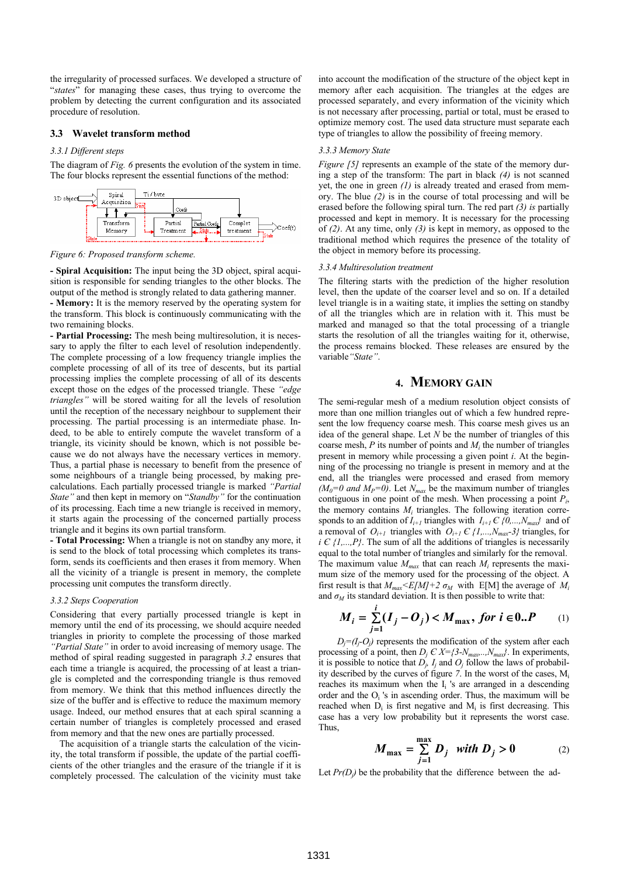the irregularity of processed surfaces. We developed a structure of "*states*" for managing these cases, thus trying to overcome the problem by detecting the current configuration and its associated procedure of resolution.

### 3.3 Wavelet transform method

#### 3.3.1 Different steps

The diagram of *Fig. 6* presents the evolution of the system in time. The four blocks represent the essential functions of the method:

*Figure 6: Proposed transform scheme.*

**- Spiral Acquisition:** The input being the 3D object, spiral acquisition is responsible for sending triangles to the other blocks. The output of the method is strongly related to data gathering manner.
**- Memory:** It is the memory reserved by the operating system for the transform. This block is continuously communicating with the two remaining blocks.
**- Partial Processing:** The mesh being multiresolution, it is necessary to apply the filter to each level of resolution independently. The complete processing of a low frequency triangle implies the complete processing of all of its tree of descents, but its partial processing implies the complete processing of all of its descents except those on the edges of the processed triangle. These *"edge triangles"* will be stored waiting for all the levels of resolution until the reception of the necessary neighbour to supplement their processing. The partial processing is an intermediate phase. Indeed, to be able to entirely compute the wavelet transform of a triangle, its vicinity should be known, which is not possible because we do not always have the necessary vertices in memory. Thus, a partial phase is necessary to benefit from the presence of some neighbours of a triangle being processed, by making pre-calculations. Each partially processed triangle is marked *"Partial State"* and then kept in memory on "*Standby"* for the continuation of its processing. Each time a new triangle is received in memory, it starts again the processing of the concerned partially process triangle and it begins its own partial transform.
**- Total Processing:** When a triangle is not on standby any more, it is send to the block of total processing which completes its transform, sends its coefficients and then erases it from memory. When all the vicinity of a triangle is present in memory, the complete processing unit computes the transform directly.

#### 3.3.2 Steps Cooperation

Considering that every partially processed triangle is kept in memory until the end of its processing, we should acquire needed triangles in priority to complete the processing of those marked *"Partial State"* in order to avoid increasing of memory usage. The method of spiral reading suggested in paragraph *3.2* ensures that each time a triangle is acquired, the processing of at least a triangle is completed and the corresponding triangle is thus removed from memory. We think that this method influences directly the size of the buffer and is effective to reduce the maximum memory usage. Indeed, our method ensures that at each spiral scanning a certain number of triangles is completely processed and erased from memory and that the new ones are partially processed.

The acquisition of a triangle starts the calculation of the vicinity, the total transform if possible, the update of the partial coefficients of the other triangles and the erasure of the triangle if it is completely processed. The calculation of the vicinity must take into account the modification of the structure of the object kept in memory after each acquisition. The triangles at the edges are processed separately, and every information of the vicinity which is not necessary after processing, partial or total, must be erased to optimize memory cost. The used data structure must separate each type of triangles to allow the possibility of freeing memory.

#### 3.3.3 Memory State

*Figure [5]* represents an example of the state of the memory during a step of the transform: The part in black *(4)* is not scanned yet, the one in green *(1)* is already treated and erased from memory. The blue *(2)* is in the course of total processing and will be erased before the following spiral turn. The red part *(3) is* partially processed and kept in memory. It is necessary for the processing of *(2)*. At any time, only *(3)* is kept in memory, as opposed to the traditional method which requires the presence of the totality of the object in memory before its processing.

#### 3.3.4 Multiresolution treatment

The filtering starts with the prediction of the higher resolution level, then the update of the coarser level and so on. If a detailed level triangle is in a waiting state, it implies the setting on standby of all the triangles which are in relation with it. This must be marked and managed so that the total processing of a triangle starts the resolution of all the triangles waiting for it, otherwise, the process remains blocked. These releases are ensured by the variable *"State"*.

## 4. Memory Gain

The semi-regular mesh of a medium resolution object consists of more than one million triangles out of which a few hundred represent the low frequency coarse mesh. This coarse mesh gives us an idea of the general shape. Let $N$ be the number of triangles of this coarse mesh, $P$ its number of points and $M_i$ the number of triangles present in memory while processing a given point $i$. At the beginning of the processing no triangle is present in memory and at the end, all the triangles were processed and erased from memory $(M_0=0$ *and* $M_P=0)$. Let $N_{max}$ be the maximum number of triangles contiguous in one point of the mesh. When processing a point $P_i$, the memory contains $M_i$ triangles. The following iteration corresponds to an addition of $I_{i+1}$ triangles with $I_{i+1} \in \{0,...,N_{max}\}$ and of a removal of $O_{i+1}$ triangles with $O_{i+1} \in \{1,...,N_{max}-3\}$ triangles, for $i \in \{1,...,P\}$. The sum of all the additions of triangles is necessarily equal to the total number of triangles and similarly for the removal. The maximum value $M_{max}$ that can reach $M_i$ represents the maximum size of the memory used for the processing of the object. A first result is that $M_{max}<E[M]+2\,\sigma_M$ with E[M] the average of $M_i$ and $\sigma_M$ its standard deviation. It is then possible to write that:

$$M_i = \sum_{j=1}^{i}(I_j - O_j) < M_{\max},\ for\ i \in 0..P \qquad (1)$$

$D_j=(I_j-O_j)$ represents the modification of the system after each processing of a point, then $D_j \in X=\{3-N_{max}..,N_{max}\}$. In experiments, it is possible to notice that $D_j$, $I_j$ and $O_j$ follow the laws of probability described by the curves of figure *7*. In the worst of the cases, $M_i$ reaches its maximum when the $I_i$ 's are arranged in a descending order and the $O_i$ 's in ascending order. Thus, the maximum will be reached when $D_i$ is first negative and $M_i$ is first decreasing. This case has a very low probability but it represents the worst case. Thus,

$$M_{\max} = \sum_{j=1}^{\max} D_j \quad with\ D_j > 0 \qquad (2)$$

Let $Pr(D_j)$ be the probability that the difference between the ad-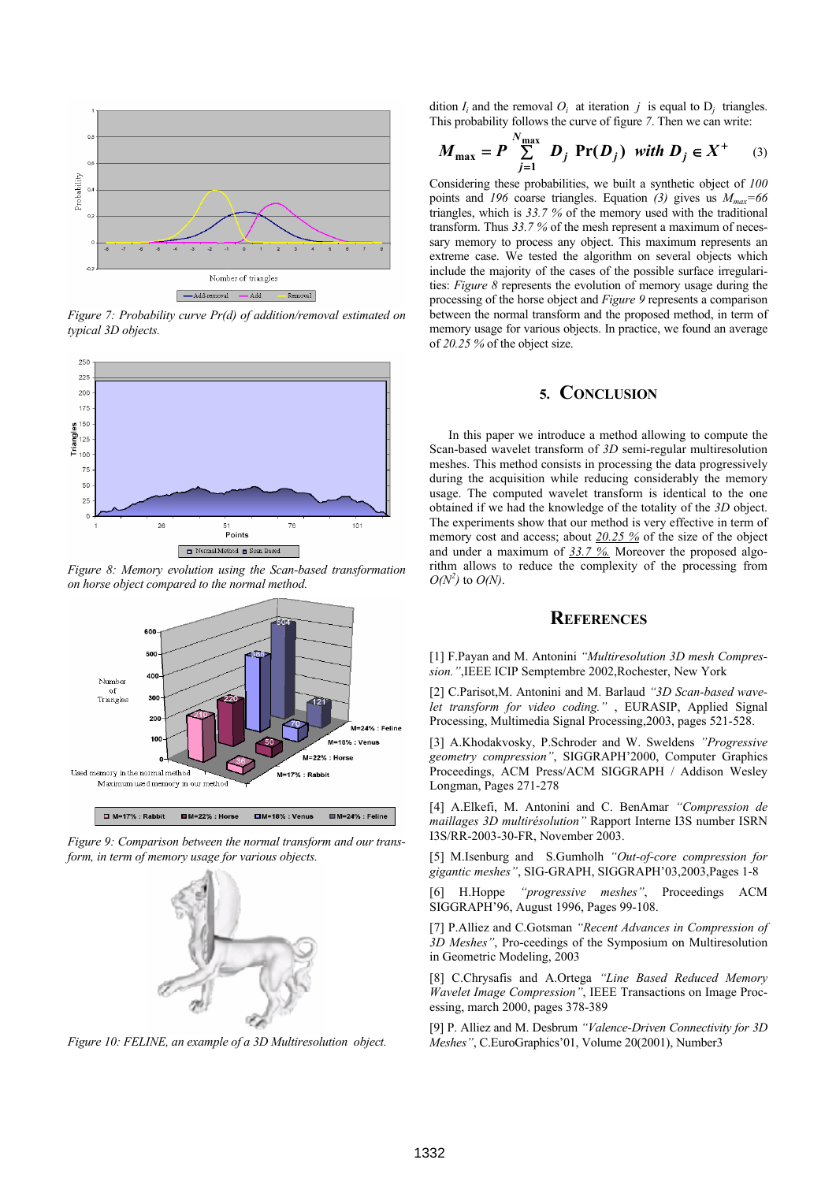1

0,8

0,6

0,4

0,2

0

-0,2

Probability

-8 -7 -6 -5 -4 -3 -2 -1 0 1 2 3 4 5 6 7 8

Number of triangles

Add-removal Add Removal

*Figure 7: Probability curve Pr(d) of addition/removal estimated on typical 3D objects.*

250 225 200 175 150 125 100 75 50 25 0

Triangles

1 26 51 76 101

Points

Normal Method Scan Based

*Figure 8: Memory evolution using the Scan-based transformation on horse object compared to the normal method.*

600 500 400 300 200 100 0

Number of Triangles

504 386 220 210 121 70 50 36

M=24% : Feline

M=18% : Venus

M=22% : Horse

M=17% : Rabbit

Used memory in the normal method

Maximum used memory in our method

M=17% : Rabbit M=22% : Horse M=18% : Venus M=24% : Feline

*Figure 9: Comparison between the normal transform and our transform, in term of memory usage for various objects.*

*Figure 10: FELINE, an example of a 3D Multiresolution object.*

dition $I_i$ and the removal $O_i$ at iteration $j$ is equal to $D_j$ triangles. This probability follows the curve of figure *7*. Then we can write:

$$M_{\max} = P \sum_{j=1}^{N_{\max}} D_j \Pr(D_j) \ \ with\ D_j \in X^+ \qquad (3)$$

Considering these probabilities, we built a synthetic object of *100* points and *196* coarse triangles. Equation *(3)* gives us $M_{max}=66$ triangles, which is *33.7 %* of the memory used with the traditional transform. Thus *33.7 %* of the mesh represent a maximum of necessary memory to process any object. This maximum represents an extreme case. We tested the algorithm on several objects which include the majority of the cases of the possible surface irregularities: *Figure 8* represents the evolution of memory usage during the processing of the horse object and *Figure 9* represents a comparison between the normal transform and the proposed method, in term of memory usage for various objects. In practice, we found an average of *20.25 %* of the object size.

## 5. Conclusion

In this paper we introduce a method allowing to compute the Scan-based wavelet transform of *3D* semi-regular multiresolution meshes. This method consists in processing the data progressively during the acquisition while reducing considerably the memory usage. The computed wavelet transform is identical to the one obtained if we had the knowledge of the totality of the *3D* object. The experiments show that our method is very effective in term of memory cost and access; about *20.25 %* of the size of the object and under a maximum of *33.7 %.* Moreover the proposed algorithm allows to reduce the complexity of the processing from $O(N^2)$ to $O(N)$.

## References

[1] F.Payan and M. Antonini *"Multiresolution 3D mesh Compression."*,IEEE ICIP Semptembre 2002,Rochester, New York

[2] C.Parisot,M. Antonini and M. Barlaud *"3D Scan-based wavelet transform for video coding."* , EURASIP, Applied Signal Processing, Multimedia Signal Processing,2003, pages 521-528.

[3] A.Khodakvosky, P.Schroder and W. Sweldens *"Progressive geometry compression"*, SIGGRAPH'2000, Computer Graphics Proceedings, ACM Press/ACM SIGGRAPH / Addison Wesley Longman, Pages 271-278

[4] A.Elkefi, M. Antonini and C. BenAmar *"Compression de maillages 3D multirésolution"* Rapport Interne I3S number ISRN I3S/RR-2003-30-FR, November 2003.

[5] M.Isenburg and S.Gumholh *"Out-of-core compression for gigantic meshes"*, SIG-GRAPH, SIGGRAPH'03,2003,Pages 1-8

[6] H.Hoppe *"progressive meshes"*, Proceedings ACM SIGGRAPH'96, August 1996, Pages 99-108.

[7] P.Alliez and C.Gotsman *"Recent Advances in Compression of 3D Meshes"*, Pro-ceedings of the Symposium on Multiresolution in Geometric Modeling, 2003

[8] C.Chrysafis and A.Ortega *"Line Based Reduced Memory Wavelet Image Compression"*, IEEE Transactions on Image Processing, march 2000, pages 378-389

[9] P. Alliez and M. Desbrun *"Valence-Driven Connectivity for 3D Meshes"*, C.EuroGraphics'01, Volume 20(2001), Number3